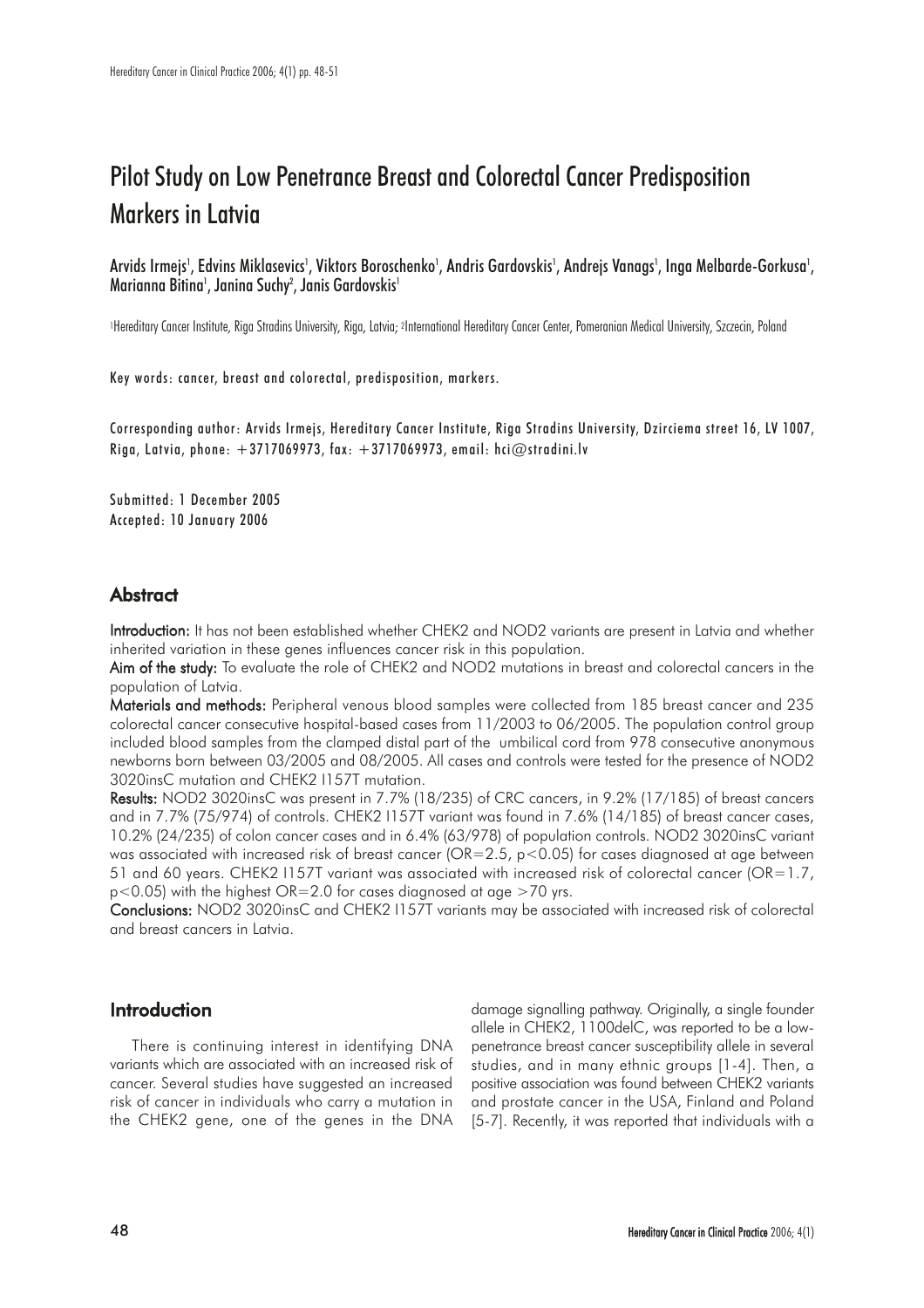# Pilot Study on Low Penetrance Breast and Colorectal Cancer Predisposition Markers in Latvia

Arvids Irmejs[1], Edvins Miklasevics[1], Viktors Boroschenko[1], Andris Gardovskis[1], Andrejs Vanags[1], Inga Melbarde-Gorkusa[1], Marianna Bitina[1], Janina Suchy[2], Janis Gardovskis[1]

[1]Hereditary Cancer Institute, Riga Stradins University, Riga, Latvia; [2]International Hereditary Cancer Center, Pomeranian Medical University, Szczecin, Poland

Key words: cancer, breast and colorectal, predisposition, markers.

Corresponding author: Arvids Irmejs, Hereditary Cancer Institute, Riga Stradins University, Dzirciema street 16, LV 1007, Riga, Latvia, phone: +3717069973, fax: +3717069973, email: hci@stradini.lv

Submitted: 1 December 2005
Accepted: 10 January 2006

## Abstract

**Introduction:** It has not been established whether CHEK2 and NOD2 variants are present in Latvia and whether inherited variation in these genes influences cancer risk in this population.

**Aim of the study:** To evaluate the role of CHEK2 and NOD2 mutations in breast and colorectal cancers in the population of Latvia.

**Materials and methods:** Peripheral venous blood samples were collected from 185 breast cancer and 235 colorectal cancer consecutive hospital-based cases from 11/2003 to 06/2005. The population control group included blood samples from the clamped distal part of the umbilical cord from 978 consecutive anonymous newborns born between 03/2005 and 08/2005. All cases and controls were tested for the presence of NOD2 3020insC mutation and CHEK2 I157T mutation.

**Results:** NOD2 3020insC was present in 7.7% (18/235) of CRC cancers, in 9.2% (17/185) of breast cancers and in 7.7% (75/974) of controls. CHEK2 I157T variant was found in 7.6% (14/185) of breast cancer cases, 10.2% (24/235) of colon cancer cases and in 6.4% (63/978) of population controls. NOD2 3020insC variant was associated with increased risk of breast cancer (OR=2.5, $p<0.05$) for cases diagnosed at age between 51 and 60 years. CHEK2 I157T variant was associated with increased risk of colorectal cancer (OR=1.7, $p<0.05$) with the highest OR=2.0 for cases diagnosed at age >70 yrs.

**Conclusions:** NOD2 3020insC and CHEK2 I157T variants may be associated with increased risk of colorectal and breast cancers in Latvia.

## Introduction

There is continuing interest in identifying DNA variants which are associated with an increased risk of cancer. Several studies have suggested an increased risk of cancer in individuals who carry a mutation in the CHEK2 gene, one of the genes in the DNA damage signalling pathway. Originally, a single founder allele in CHEK2, 1100delC, was reported to be a low-penetrance breast cancer susceptibility allele in several studies, and in many ethnic groups [1-4]. Then, a positive association was found between CHEK2 variants and prostate cancer in the USA, Finland and Poland [5-7]. Recently, it was reported that individuals with a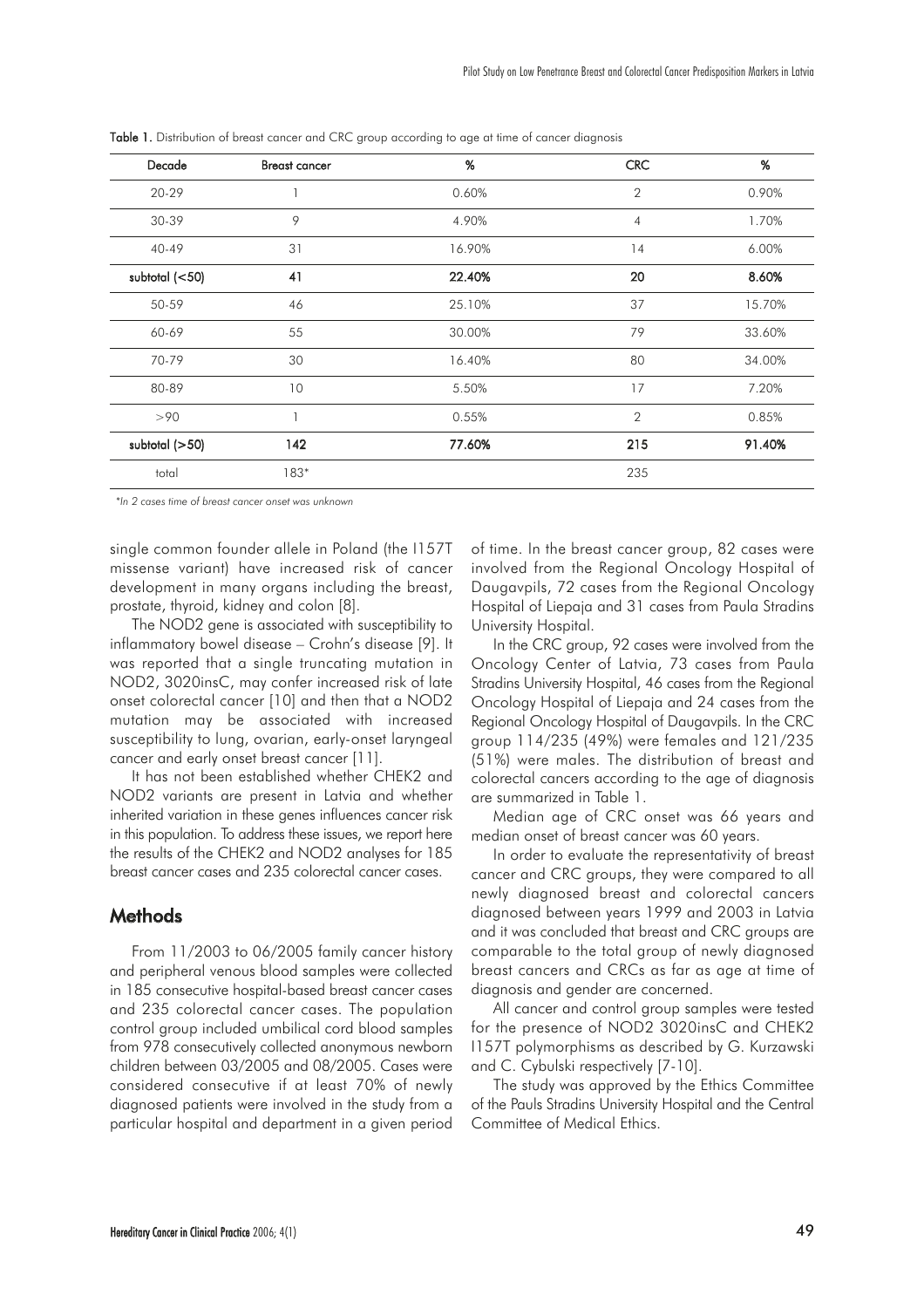**Table 1.** Distribution of breast cancer and CRC group according to age at time of cancer diagnosis

| Decade | Breast cancer | % | CRC | % |
|---|---|---|---|---|
| 20-29 | 1 | 0.60% | 2 | 0.90% |
| 30-39 | 9 | 4.90% | 4 | 1.70% |
| 40-49 | 31 | 16.90% | 14 | 6.00% |
| **subtotal (<50)** | **41** | **22.40%** | **20** | **8.60%** |
| 50-59 | 46 | 25.10% | 37 | 15.70% |
| 60-69 | 55 | 30.00% | 79 | 33.60% |
| 70-79 | 30 | 16.40% | 80 | 34.00% |
| 80-89 | 10 | 5.50% | 17 | 7.20% |
| >90 | 1 | 0.55% | 2 | 0.85% |
| **subtotal (>50)** | **142** | **77.60%** | **215** | **91.40%** |
| total | 183* | | 235 | |

*In 2 cases time of breast cancer onset was unknown*

single common founder allele in Poland (the I157T missense variant) have increased risk of cancer development in many organs including the breast, prostate, thyroid, kidney and colon [8].

The NOD2 gene is associated with susceptibility to inflammatory bowel disease – Crohn's disease [9]. It was reported that a single truncating mutation in NOD2, 3020insC, may confer increased risk of late onset colorectal cancer [10] and then that a NOD2 mutation may be associated with increased susceptibility to lung, ovarian, early-onset laryngeal cancer and early onset breast cancer [11].

It has not been established whether CHEK2 and NOD2 variants are present in Latvia and whether inherited variation in these genes influences cancer risk in this population. To address these issues, we report here the results of the CHEK2 and NOD2 analyses for 185 breast cancer cases and 235 colorectal cancer cases.

## Methods

From 11/2003 to 06/2005 family cancer history and peripheral venous blood samples were collected in 185 consecutive hospital-based breast cancer cases and 235 colorectal cancer cases. The population control group included umbilical cord blood samples from 978 consecutively collected anonymous newborn children between 03/2005 and 08/2005. Cases were considered consecutive if at least 70% of newly diagnosed patients were involved in the study from a particular hospital and department in a given period of time. In the breast cancer group, 82 cases were involved from the Regional Oncology Hospital of Daugavpils, 72 cases from the Regional Oncology Hospital of Liepaja and 31 cases from Paula Stradins University Hospital.

In the CRC group, 92 cases were involved from the Oncology Center of Latvia, 73 cases from Paula Stradins University Hospital, 46 cases from the Regional Oncology Hospital of Liepaja and 24 cases from the Regional Oncology Hospital of Daugavpils. In the CRC group 114/235 (49%) were females and 121/235 (51%) were males. The distribution of breast and colorectal cancers according to the age of diagnosis are summarized in Table 1.

Median age of CRC onset was 66 years and median onset of breast cancer was 60 years.

In order to evaluate the representativity of breast cancer and CRC groups, they were compared to all newly diagnosed breast and colorectal cancers diagnosed between years 1999 and 2003 in Latvia and it was concluded that breast and CRC groups are comparable to the total group of newly diagnosed breast cancers and CRCs as far as age at time of diagnosis and gender are concerned.

All cancer and control group samples were tested for the presence of NOD2 3020insC and CHEK2 I157T polymorphisms as described by G. Kurzawski and C. Cybulski respectively [7-10].

The study was approved by the Ethics Committee of the Pauls Stradins University Hospital and the Central Committee of Medical Ethics.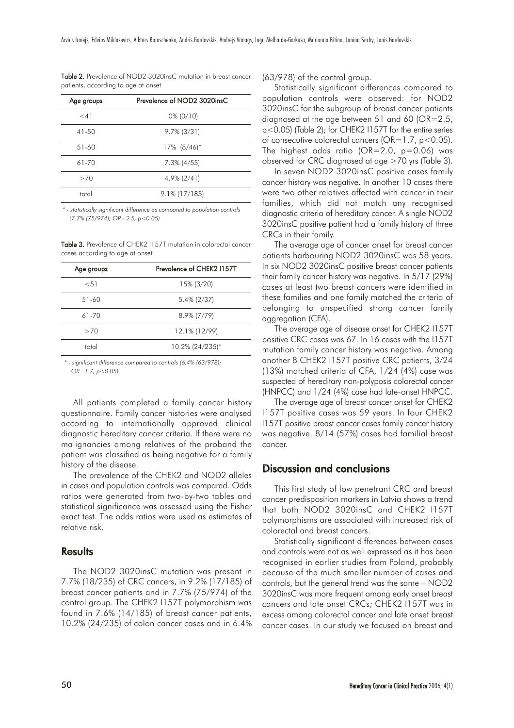**Table 2.** Prevalence of NOD2 3020insC mutation in breast cancer patients, according to age at onset

| Age groups | Prevalence of NOD2 3020insC |
|---|---|
| <41 | 0% (0/10) |
| 41-50 | 9.7% (3/31) |
| 51-60 | 17% (8/46)* |
| 61-70 | 7.3% (4/55) |
| >70 | 4.9% (2/41) |
| total | 9.1% (17/185) |

*\* - statistically significant difference as compared to population controls (7.7% (75/974); OR=2.5, p<0.05)*

**Table 3.** Prevalence of CHEK2 I157T mutation in colorectal cancer cases according to age at onset

| Age groups | Prevalence of CHEK2 I157T |
|---|---|
| <51 | 15% (3/20) |
| 51-60 | 5.4% (2/37) |
| 61-70 | 8.9% (7/79) |
| >70 | 12.1% (12/99) |
| total | 10.2% (24/235)* |

*\* - significant difference compared to controls (6.4% (63/978); OR=1.7, p<0.05)*

All patients completed a family cancer history questionnaire. Family cancer histories were analysed according to internationally approved clinical diagnostic hereditary cancer criteria. If there were no malignancies among relatives of the proband the patient was classified as being negative for a family history of the disease.

The prevalence of the CHEK2 and NOD2 alleles in cases and population controls was compared. Odds ratios were generated from two-by-two tables and statistical significance was assessed using the Fisher exact test. The odds ratios were used as estimates of relative risk.

## Results

The NOD2 3020insC mutation was present in 7.7% (18/235) of CRC cancers, in 9.2% (17/185) of breast cancer patients and in 7.7% (75/974) of the control group. The CHEK2 I157T polymorphism was found in 7.6% (14/185) of breast cancer patients, 10.2% (24/235) of colon cancer cases and in 6.4% (63/978) of the control group.

Statistically significant differences compared to population controls were observed: for NOD2 3020insC for the subgroup of breast cancer patients diagnosed at the age between 51 and 60 (OR=2.5, $p<0.05$) (Table 2); for CHEK2 I157T for the entire series of consecutive colorectal cancers (OR=1.7, $p<0.05$). The highest odds ratio (OR=2.0, $p=0.06$) was observed for CRC diagnosed at age >70 yrs (Table 3).

In seven NOD2 3020insC positive cases family cancer history was negative. In another 10 cases there were two other relatives affected with cancer in their families, which did not match any recognised diagnostic criteria of hereditary cancer. A single NOD2 3020insC positive patient had a family history of three CRCs in their family.

The average age of cancer onset for breast cancer patients harbouring NOD2 3020insC was 58 years. In six NOD2 3020insC positive breast cancer patients their family cancer history was negative. In 5/17 (29%) cases at least two breast cancers were identified in these families and one family matched the criteria of belonging to unspecified strong cancer family aggregation (CFA).

The average age of disease onset for CHEK2 I157T positive CRC cases was 67. In 16 cases with the I157T mutation family cancer history was negative. Among another 8 CHEK2 I157T positive CRC patients, 3/24 (13%) matched criteria of CFA, 1/24 (4%) case was suspected of hereditary non-polyposis colorectal cancer (HNPCC) and 1/24 (4%) case had late-onset HNPCC.

The average age of breast cancer onset for CHEK2 I157T positive cases was 59 years. In four CHEK2 I157T positive breast cancer cases family cancer history was negative. 8/14 (57%) cases had familial breast cancer.

## Discussion and conclusions

This first study of low penetrant CRC and breast cancer predisposition markers in Latvia shows a trend that both NOD2 3020insC and CHEK2 I157T polymorphisms are associated with increased risk of colorectal and breast cancers.

Statistically significant differences between cases and controls were not as well expressed as it has been recognised in earlier studies from Poland, probably because of the much smaller number of cases and controls, but the general trend was the same – NOD2 3020insC was more frequent among early onset breast cancers and late onset CRCs; CHEK2 I157T was in excess among colorectal cancer and late onset breast cancer cases. In our study we focused on breast and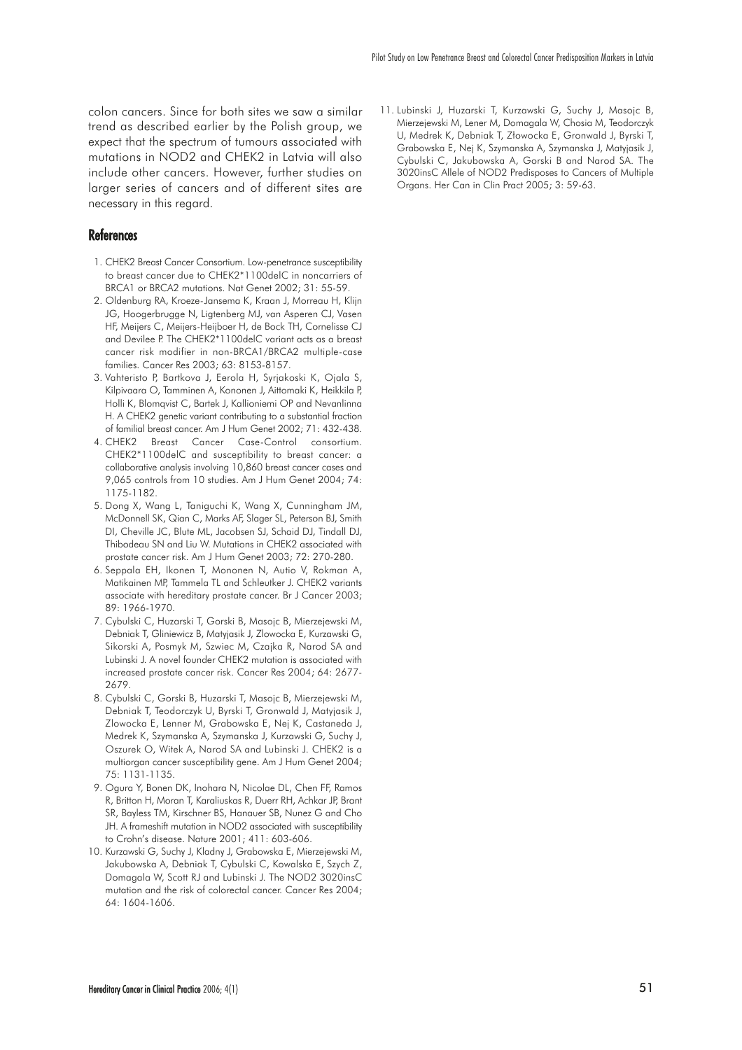colon cancers. Since for both sites we saw a similar trend as described earlier by the Polish group, we expect that the spectrum of tumours associated with mutations in NOD2 and CHEK2 in Latvia will also include other cancers. However, further studies on larger series of cancers and of different sites are necessary in this regard.

## References

1. CHEK2 Breast Cancer Consortium. Low-penetrance susceptibility to breast cancer due to CHEK2*1100delC in noncarriers of BRCA1 or BRCA2 mutations. Nat Genet 2002; 31: 55-59.
2. Oldenburg RA, Kroeze-Jansema K, Kraan J, Morreau H, Klijn JG, Hoogerbrugge N, Ligtenberg MJ, van Asperen CJ, Vasen HF, Meijers C, Meijers-Heijboer H, de Bock TH, Cornelisse CJ and Devilee P. The CHEK2*1100delC variant acts as a breast cancer risk modifier in non-BRCA1/BRCA2 multiple-case families. Cancer Res 2003; 63: 8153-8157.
3. Vahteristo P, Bartkova J, Eerola H, Syrjakoski K, Ojala S, Kilpivaara O, Tamminen A, Kononen J, Aittomaki K, Heikkila P, Holli K, Blomqvist C, Bartek J, Kallioniemi OP and Nevanlinna H. A CHEK2 genetic variant contributing to a substantial fraction of familial breast cancer. Am J Hum Genet 2002; 71: 432-438.
4. CHEK2 Breast Cancer Case-Control consortium. CHEK2*1100delC and susceptibility to breast cancer: a collaborative analysis involving 10,860 breast cancer cases and 9,065 controls from 10 studies. Am J Hum Genet 2004; 74: 1175-1182.
5. Dong X, Wang L, Taniguchi K, Wang X, Cunningham JM, McDonnell SK, Qian C, Marks AF, Slager SL, Peterson BJ, Smith DI, Cheville JC, Blute ML, Jacobsen SJ, Schaid DJ, Tindall DJ, Thibodeau SN and Liu W. Mutations in CHEK2 associated with prostate cancer risk. Am J Hum Genet 2003; 72: 270-280.
6. Seppala EH, Ikonen T, Mononen N, Autio V, Rokman A, Matikainen MP, Tammela TL and Schleutker J. CHEK2 variants associate with hereditary prostate cancer. Br J Cancer 2003; 89: 1966-1970.
7. Cybulski C, Huzarski T, Gorski B, Masojc B, Mierzejewski M, Debniak T, Gliniewicz B, Matyjasik J, Zlowocka E, Kurzawski G, Sikorski A, Posmyk M, Szwiec M, Czajka R, Narod SA and Lubinski J. A novel founder CHEK2 mutation is associated with increased prostate cancer risk. Cancer Res 2004; 64: 2677-2679.
8. Cybulski C, Gorski B, Huzarski T, Masojc B, Mierzejewski M, Debniak T, Teodorczyk U, Byrski T, Gronwald J, Matyjasik J, Zlowocka E, Lenner M, Grabowska E, Nej K, Castaneda J, Medrek K, Szymanska A, Szymanska J, Kurzawski G, Suchy J, Oszurek O, Witek A, Narod SA and Lubinski J. CHEK2 is a multiorgan cancer susceptibility gene. Am J Hum Genet 2004; 75: 1131-1135.
9. Ogura Y, Bonen DK, Inohara N, Nicolae DL, Chen FF, Ramos R, Britton H, Moran T, Karaliuskas R, Duerr RH, Achkar JP, Brant SR, Bayless TM, Kirschner BS, Hanauer SB, Nunez G and Cho JH. A frameshift mutation in NOD2 associated with susceptibility to Crohn's disease. Nature 2001; 411: 603-606.
10. Kurzawski G, Suchy J, Kladny J, Grabowska E, Mierzejewski M, Jakubowska A, Debniak T, Cybulski C, Kowalska E, Szych Z, Domagala W, Scott RJ and Lubinski J. The NOD2 3020insC mutation and the risk of colorectal cancer. Cancer Res 2004; 64: 1604-1606.
11. Lubinski J, Huzarski T, Kurzawski G, Suchy J, Masojc B, Mierzejewski M, Lener M, Domagala W, Chosia M, Teodorczyk U, Medrek K, Debniak T, Złowocka E, Gronwald J, Byrski T, Grabowska E, Nej K, Szymanska A, Szymanska J, Matyjasik J, Cybulski C, Jakubowska A, Gorski B and Narod SA. The 3020insC Allele of NOD2 Predisposes to Cancers of Multiple Organs. Her Can in Clin Pract 2005; 3: 59-63.